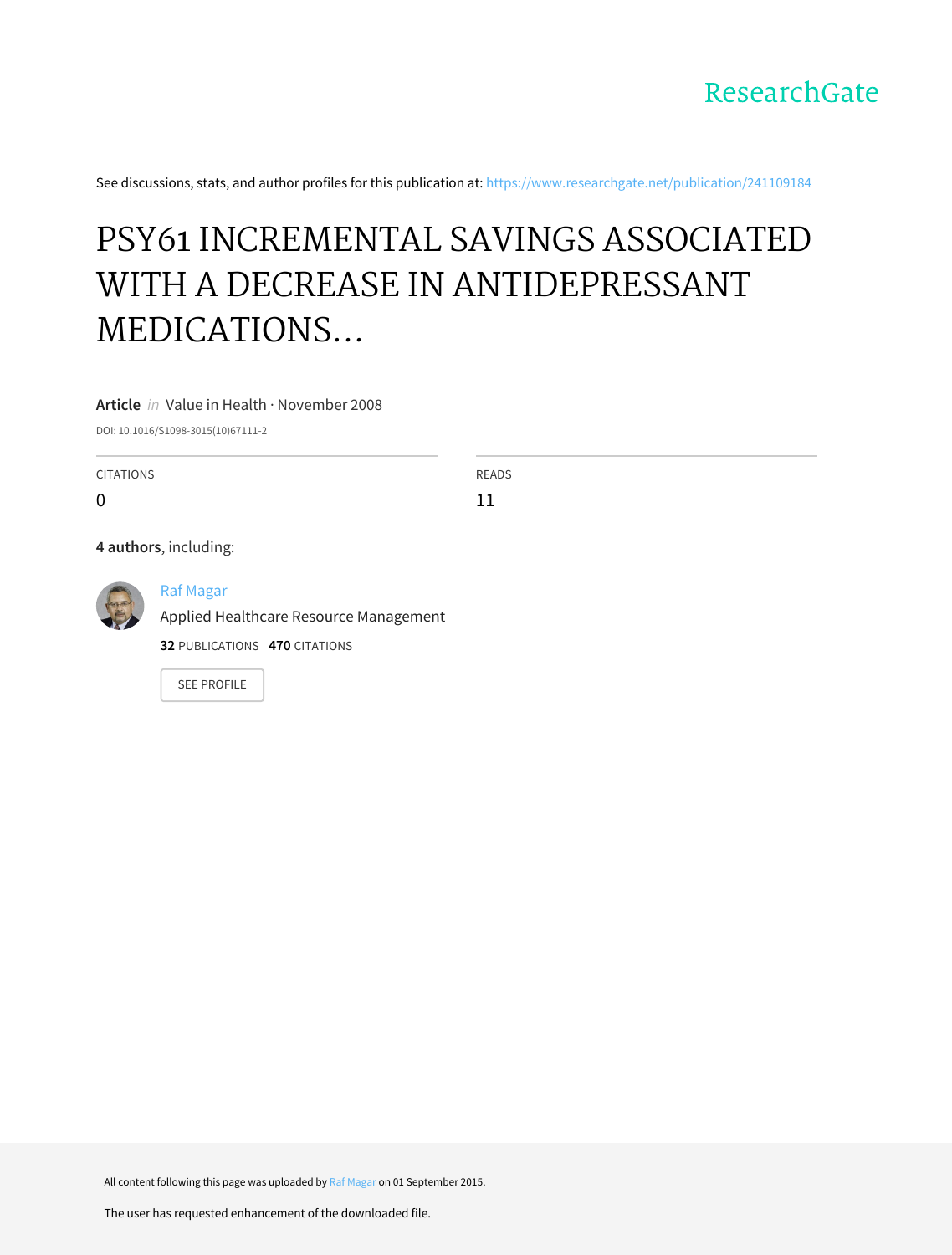ResearchGate

See discussions, stats, and author profiles for this publication at: https://www.researchgate.net/publication/241109184

# PSY61 INCREMENTAL SAVINGS ASSOCIATED WITH A DECREASE IN ANTIDEPRESSANT MEDICATIONS...

**Article** *in* Value in Health · November 2008

DOI: 10.1016/S1098-3015(10)67111-2

| CITATIONS | READS |
| --- | --- |
| 0 | 11 |

**4 authors**, including:

Raf Magar
Applied Healthcare Resource Management
**32** PUBLICATIONS **470** CITATIONS

SEE PROFILE

All content following this page was uploaded by Raf Magar on 01 September 2015.

The user has requested enhancement of the downloaded file.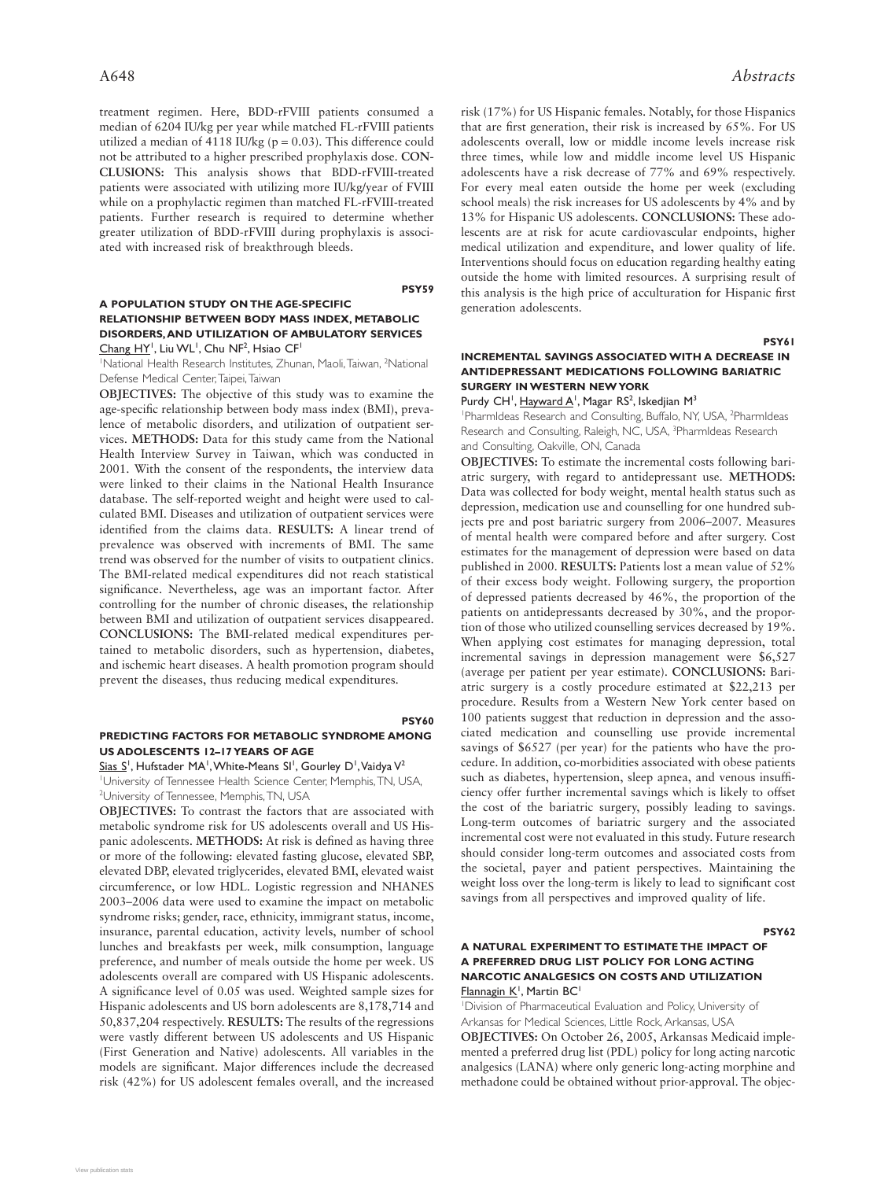treatment regimen. Here, BDD-rFVIII patients consumed a median of 6204 IU/kg per year while matched FL-rFVIII patients utilized a median of 4118 IU/kg ($p = 0.03$). This difference could not be attributed to a higher prescribed prophylaxis dose. **CONCLUSIONS:** This analysis shows that BDD-rFVIII-treated patients were associated with utilizing more IU/kg/year of FVIII while on a prophylactic regimen than matched FL-rFVIII-treated patients. Further research is required to determine whether greater utilization of BDD-rFVIII during prophylaxis is associated with increased risk of breakthrough bleeds.

**PSY59**

### A POPULATION STUDY ON THE AGE-SPECIFIC RELATIONSHIP BETWEEN BODY MASS INDEX, METABOLIC DISORDERS, AND UTILIZATION OF AMBULATORY SERVICES

Chang HY[1], Liu WL[1], Chu NF[2], Hsiao CF[1]

[1]National Health Research Institutes, Zhunan, Maoli, Taiwan, [2]National Defense Medical Center, Taipei, Taiwan

**OBJECTIVES:** The objective of this study was to examine the age-specific relationship between body mass index (BMI), prevalence of metabolic disorders, and utilization of outpatient services. **METHODS:** Data for this study came from the National Health Interview Survey in Taiwan, which was conducted in 2001. With the consent of the respondents, the interview data were linked to their claims in the National Health Insurance database. The self-reported weight and height were used to calculate BMI. Diseases and utilization of outpatient services were identified from the claims data. **RESULTS:** A linear trend of prevalence was observed with increments of BMI. The same trend was observed for the number of visits to outpatient clinics. The BMI-related medical expenditures did not reach statistical significance. Nevertheless, age was an important factor. After controlling for the number of chronic diseases, the relationship between BMI and utilization of outpatient services disappeared. **CONCLUSIONS:** The BMI-related medical expenditures pertained to metabolic disorders, such as hypertension, diabetes, and ischemic heart diseases. A health promotion program should prevent the diseases, thus reducing medical expenditures.

**PSY60**

### PREDICTING FACTORS FOR METABOLIC SYNDROME AMONG US ADOLESCENTS 12–17 YEARS OF AGE

Sias S[1], Hufstader MA[1], White-Means SI[1], Gourley D[1], Vaidya V[2]

[1]University of Tennessee Health Science Center, Memphis, TN, USA, [2]University of Tennessee, Memphis, TN, USA

**OBJECTIVES:** To contrast the factors that are associated with metabolic syndrome risk for US adolescents overall and US Hispanic adolescents. **METHODS:** At risk is defined as having three or more of the following: elevated fasting glucose, elevated SBP, elevated DBP, elevated triglycerides, elevated BMI, elevated waist circumference, or low HDL. Logistic regression and NHANES 2003–2006 data were used to examine the impact on metabolic syndrome risks; gender, race, ethnicity, immigrant status, income, insurance, parental education, activity levels, number of school lunches and breakfasts per week, milk consumption, language preference, and number of meals outside the home per week. US adolescents overall are compared with US Hispanic adolescents. A significance level of 0.05 was used. Weighted sample sizes for Hispanic adolescents and US born adolescents are 8,178,714 and 50,837,204 respectively. **RESULTS:** The results of the regressions were vastly different between US adolescents and US Hispanic (First Generation and Native) adolescents. All variables in the models are significant. Major differences include the decreased risk (42%) for US adolescent females overall, and the increased risk (17%) for US Hispanic females. Notably, for those Hispanics that are first generation, their risk is increased by 65%. For US adolescents overall, low or middle income levels increase risk three times, while low and middle income level US Hispanic adolescents have a risk decrease of 77% and 69% respectively. For every meal eaten outside the home per week (excluding school meals) the risk increases for US adolescents by 4% and by 13% for Hispanic US adolescents. **CONCLUSIONS:** These adolescents are at risk for acute cardiovascular endpoints, higher medical utilization and expenditure, and lower quality of life. Interventions should focus on education regarding healthy eating outside the home with limited resources. A surprising result of this analysis is the high price of acculturation for Hispanic first generation adolescents.

**PSY61**

### INCREMENTAL SAVINGS ASSOCIATED WITH A DECREASE IN ANTIDEPRESSANT MEDICATIONS FOLLOWING BARIATRIC SURGERY IN WESTERN NEW YORK

Purdy CH[1], Hayward A[1], Magar RS[2], Iskedjian M[3]

[1]PharmIdeas Research and Consulting, Buffalo, NY, USA, [2]PharmIdeas Research and Consulting, Raleigh, NC, USA, [3]PharmIdeas Research and Consulting, Oakville, ON, Canada

**OBJECTIVES:** To estimate the incremental costs following bariatric surgery, with regard to antidepressant use. **METHODS:** Data was collected for body weight, mental health status such as depression, medication use and counselling for one hundred subjects pre and post bariatric surgery from 2006–2007. Measures of mental health were compared before and after surgery. Cost estimates for the management of depression were based on data published in 2000. **RESULTS:** Patients lost a mean value of 52% of their excess body weight. Following surgery, the proportion of depressed patients decreased by 46%, the proportion of the patients on antidepressants decreased by 30%, and the proportion of those who utilized counselling services decreased by 19%. When applying cost estimates for managing depression, total incremental savings in depression management were \$6,527 (average per patient per year estimate). **CONCLUSIONS:** Bariatric surgery is a costly procedure estimated at \$22,213 per procedure. Results from a Western New York center based on 100 patients suggest that reduction in depression and the associated medication and counselling use provide incremental savings of \$6527 (per year) for the patients who have the procedure. In addition, co-morbidities associated with obese patients such as diabetes, hypertension, sleep apnea, and venous insufficiency offer further incremental savings which is likely to offset the cost of the bariatric surgery, possibly leading to savings. Long-term outcomes of bariatric surgery and the associated incremental cost were not evaluated in this study. Future research should consider long-term outcomes and associated costs from the societal, payer and patient perspectives. Maintaining the weight loss over the long-term is likely to lead to significant cost savings from all perspectives and improved quality of life.

**PSY62**

### A NATURAL EXPERIMENT TO ESTIMATE THE IMPACT OF A PREFERRED DRUG LIST POLICY FOR LONG ACTING NARCOTIC ANALGESICS ON COSTS AND UTILIZATION

Flannagin K[1], Martin BC[1]

[1]Division of Pharmaceutical Evaluation and Policy, University of Arkansas for Medical Sciences, Little Rock, Arkansas, USA

**OBJECTIVES:** On October 26, 2005, Arkansas Medicaid implemented a preferred drug list (PDL) policy for long acting narcotic analgesics (LANA) where only generic long-acting morphine and methadone could be obtained without prior-approval. The objec-